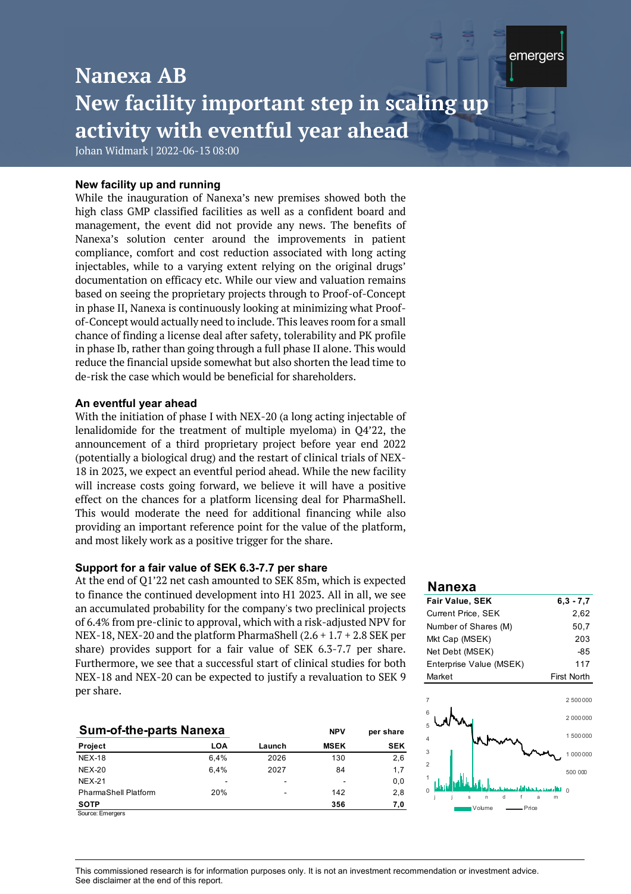# Nanexa AB

# New facility important step in scaling up activity with eventful year ahead

Johan Widmark | 2022-06-13 08:00

### New facility up and running

While the inauguration of Nanexa's new premises showed both the high class GMP classified facilities as well as a confident board and management, the event did not provide any news. The benefits of Nanexa's solution center around the improvements in patient compliance, comfort and cost reduction associated with long acting injectables, while to a varying extent relying on the original drugs' documentation on efficacy etc. While our view and valuation remains based on seeing the proprietary projects through to Proof-of-Concept in phase II, Nanexa is continuously looking at minimizing what Proof-of-Concept would actually need to include. This leaves room for a small chance of finding a license deal after safety, tolerability and PK profile in phase Ib, rather than going through a full phase II alone. This would reduce the financial upside somewhat but also shorten the lead time to de-risk the case which would be beneficial for shareholders.

### An eventful year ahead

With the initiation of phase I with NEX-20 (a long acting injectable of lenalidomide for the treatment of multiple myeloma) in Q4'22, the announcement of a third proprietary project before year end 2022 (potentially a biological drug) and the restart of clinical trials of NEX-18 in 2023, we expect an eventful period ahead. While the new facility will increase costs going forward, we believe it will have a positive effect on the chances for a platform licensing deal for PharmaShell. This would moderate the need for additional financing while also providing an important reference point for the value of the platform, and most likely work as a positive trigger for the share.

### Support for a fair value of SEK 6.3-7.7 per share

At the end of Q1'22 net cash amounted to SEK 85m, which is expected to finance the continued development into H1 2023. All in all, we see an accumulated probability for the company's two preclinical projects of 6.4% from pre-clinic to approval, which with a risk-adjusted NPV for NEX-18, NEX-20 and the platform PharmaShell (2.6 + 1.7 + 2.8 SEK per share) provides support for a fair value of SEK 6.3-7.7 per share. Furthermore, we see that a successful start of clinical studies for both NEX-18 and NEX-20 can be expected to justify a revaluation to SEK 9 per share.

**Sum-of-the-parts Nanexa**

| Project | LOA | Launch | NPV MSEK | per share SEK |
|---|---|---|---|---|
| NEX-18 | 6,4% | 2026 | 130 | 2,6 |
| NEX-20 | 6,4% | 2027 | 84 | 1,7 |
| NEX-21 | - | - | - | 0,0 |
| PharmaShell Platform | 20% | - | 142 | 2,8 |
| **SOTP** | | | **356** | **7,0** |

Source: Emergers

**Nanexa**

| | |
|---|---|
| **Fair Value, SEK** | **6,3 - 7,7** |
| Current Price, SEK | 2,62 |
| Number of Shares (M) | 50,7 |
| Mkt Cap (MSEK) | 203 |
| Net Debt (MSEK) | -85 |
| Enterprise Value (MSEK) | 117 |
| Market | First North |

This commissioned research is for information purposes only. It is not an investment recommendation or investment advice. See disclaimer at the end of this report.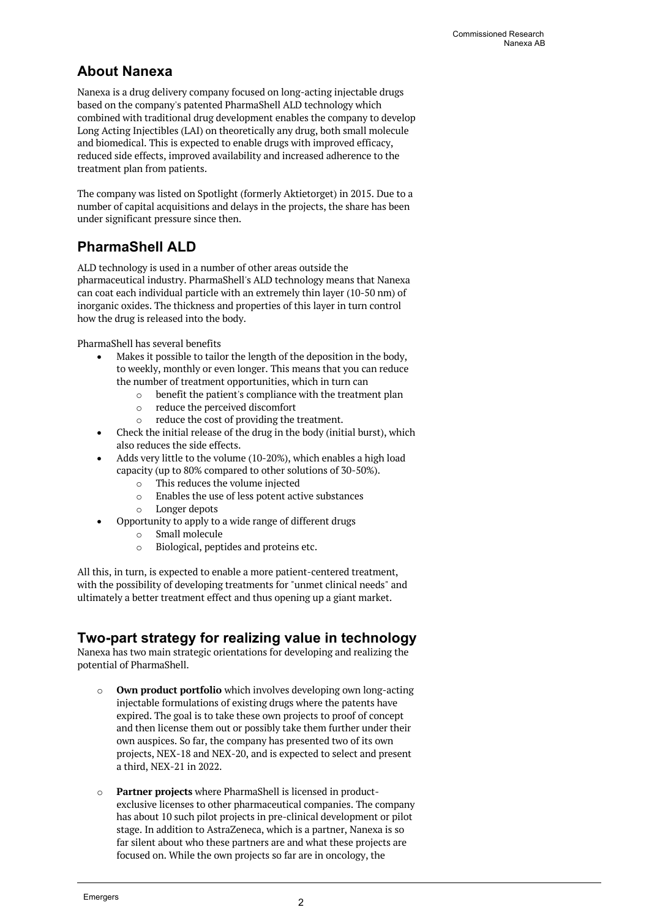## About Nanexa

Nanexa is a drug delivery company focused on long-acting injectable drugs based on the company's patented PharmaShell ALD technology which combined with traditional drug development enables the company to develop Long Acting Injectibles (LAI) on theoretically any drug, both small molecule and biomedical. This is expected to enable drugs with improved efficacy, reduced side effects, improved availability and increased adherence to the treatment plan from patients.

The company was listed on Spotlight (formerly Aktietorget) in 2015. Due to a number of capital acquisitions and delays in the projects, the share has been under significant pressure since then.

## PharmaShell ALD

ALD technology is used in a number of other areas outside the pharmaceutical industry. PharmaShell's ALD technology means that Nanexa can coat each individual particle with an extremely thin layer (10-50 nm) of inorganic oxides. The thickness and properties of this layer in turn control how the drug is released into the body.

PharmaShell has several benefits

- Makes it possible to tailor the length of the deposition in the body, to weekly, monthly or even longer. This means that you can reduce the number of treatment opportunities, which in turn can
  - benefit the patient's compliance with the treatment plan
  - reduce the perceived discomfort
  - reduce the cost of providing the treatment.
- Check the initial release of the drug in the body (initial burst), which also reduces the side effects.
- Adds very little to the volume (10-20%), which enables a high load capacity (up to 80% compared to other solutions of 30-50%).
  - This reduces the volume injected
  - Enables the use of less potent active substances
  - Longer depots
- Opportunity to apply to a wide range of different drugs
  - Small molecule
  - Biological, peptides and proteins etc.

All this, in turn, is expected to enable a more patient-centered treatment, with the possibility of developing treatments for "unmet clinical needs" and ultimately a better treatment effect and thus opening up a giant market.

## Two-part strategy for realizing value in technology

Nanexa has two main strategic orientations for developing and realizing the potential of PharmaShell.

- **Own product portfolio** which involves developing own long-acting injectable formulations of existing drugs where the patents have expired. The goal is to take these own projects to proof of concept and then license them out or possibly take them further under their own auspices. So far, the company has presented two of its own projects, NEX-18 and NEX-20, and is expected to select and present a third, NEX-21 in 2022.

- **Partner projects** where PharmaShell is licensed in product-exclusive licenses to other pharmaceutical companies. The company has about 10 such pilot projects in pre-clinical development or pilot stage. In addition to AstraZeneca, which is a partner, Nanexa is so far silent about who these partners are and what these projects are focused on. While the own projects so far are in oncology, the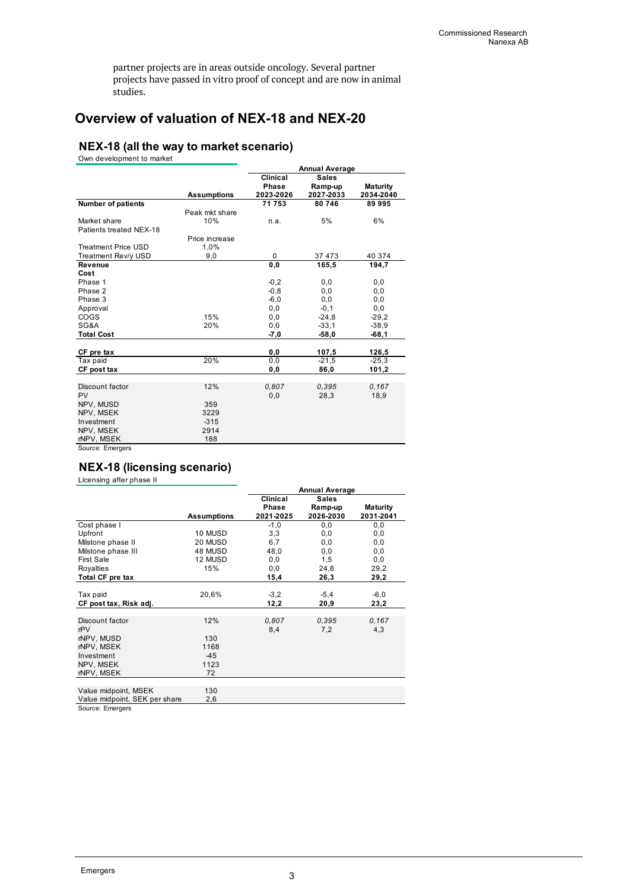partner projects are in areas outside oncology. Several partner projects have passed in vitro proof of concept and are now in animal studies.

## Overview of valuation of NEX-18 and NEX-20

### NEX-18 (all the way to market scenario)

Own development to market

| | | Annual Average | | |
|---|---|---|---|---|
| | **Assumptions** | **Clinical Phase 2023-2026** | **Sales Ramp-up 2027-2033** | **Maturity 2034-2040** |
| **Number of patients** | | **71 753** | **80 746** | **89 995** |
| | Peak mkt share | | | |
| Market share | 10% | n.a. | 5% | 6% |
| Patients treated NEX-18 | | | | |
| | Price increase | | | |
| Treatment Price USD | 1,0% | | | |
| Treatment Rev/y USD | 9,0 | 0 | 37 473 | 40 374 |
| **Revenue** | | **0,0** | **165,5** | **194,7** |
| **Cost** | | | | |
| Phase 1 | | -0,2 | 0,0 | 0,0 |
| Phase 2 | | -0,8 | 0,0 | 0,0 |
| Phase 3 | | -6,0 | 0,0 | 0,0 |
| Approval | | 0,0 | -0,1 | 0,0 |
| COGS | 15% | 0,0 | -24,8 | -29,2 |
| SG&A | 20% | 0,0 | -33,1 | -38,9 |
| **Total Cost** | | **-7,0** | **-58,0** | **-68,1** |
| **CF pre tax** | | **0,0** | **107,5** | **126,5** |
| Tax paid | 20% | 0,0 | -21,5 | -25,3 |
| **CF post tax** | | **0,0** | **86,0** | **101,2** |
| Discount factor | 12% | *0,807* | *0,395* | *0,167* |
| PV | | 0,0 | 28,3 | 18,9 |
| NPV, MUSD | 359 | | | |
| NPV, MSEK | 3229 | | | |
| Investment | -315 | | | |
| NPV, MSEK | 2914 | | | |
| rNPV, MSEK | 188 | | | |

Source: Emergers

### NEX-18 (licensing scenario)

Licensing after phase II

| | | Annual Average | | |
|---|---|---|---|---|
| | **Assumptions** | **Clinical Phase 2021-2025** | **Sales Ramp-up 2026-2030** | **Maturity 2031-2041** |
| Cost phase I | | -1,0 | 0,0 | 0,0 |
| Upfront | 10 MUSD | 3,3 | 0,0 | 0,0 |
| Milstone phase II | 20 MUSD | 6,7 | 0,0 | 0,0 |
| Milstone phase III | 48 MUSD | 48,0 | 0,0 | 0,0 |
| First Sale | 12 MUSD | 0,0 | 1,5 | 0,0 |
| Royalties | 15% | 0,0 | 24,8 | 29,2 |
| **Total CF pre tax** | | **15,4** | **26,3** | **29,2** |
| Tax paid | 20,6% | -3,2 | -5,4 | -6,0 |
| **CF post tax, Risk adj.** | | **12,2** | **20,9** | **23,2** |
| Discount factor | 12% | *0,807* | *0,395* | *0,167* |
| rPV | | 8,4 | 7,2 | 4,3 |
| rNPV, MUSD | 130 | | | |
| rNPV, MSEK | 1168 | | | |
| Investment | -45 | | | |
| NPV, MSEK | 1123 | | | |
| rNPV, MSEK | 72 | | | |
| Value midpoint, MSEK | 130 | | | |
| Value midpoint, SEK per share | 2,6 | | | |

Source: Emergers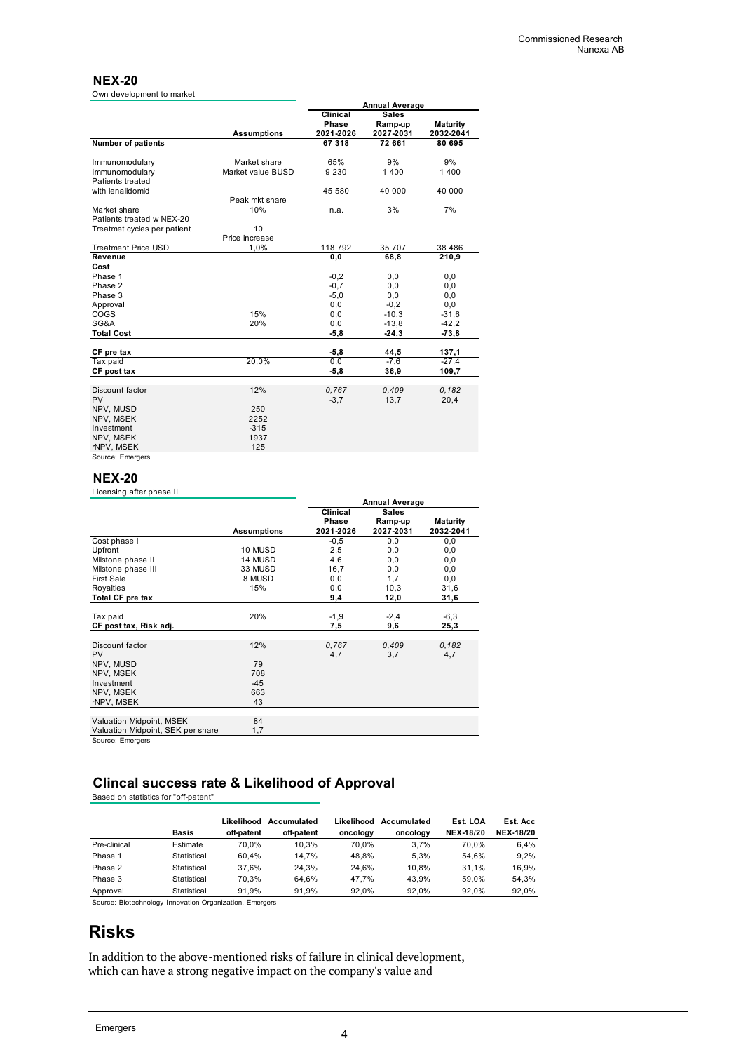## NEX-20

Own development to market

| | Assumptions | Annual Average | | |
|---|---|---|---|---|
| | | Clinical Phase 2021-2026 | Sales Ramp-up 2027-2031 | Maturity 2032-2041 |
| **Number of patients** | | **67 318** | **72 661** | **80 695** |
| Immunomodulary | Market share | 65% | 9% | 9% |
| Immunomodulary | Market value BUSD | 9 230 | 1 400 | 1 400 |
| Patients treated with lenalidomid | | 45 580 | 40 000 | 40 000 |
| Market share | Peak mkt share 10% | n.a. | 3% | 7% |
| Patients treated w NEX-20 | | | | |
| Treatmet cycles per patient | 10 | | | |
| Treatment Price USD | Price increase 1,0% | 118 792 | 35 707 | 38 486 |
| **Revenue** | | **0,0** | **68,8** | **210,9** |
| **Cost** | | | | |
| Phase 1 | | -0,2 | 0,0 | 0,0 |
| Phase 2 | | -0,7 | 0,0 | 0,0 |
| Phase 3 | | -5,0 | 0,0 | 0,0 |
| Approval | | 0,0 | -0,2 | 0,0 |
| COGS | 15% | 0,0 | -10,3 | -31,6 |
| SG&A | 20% | 0,0 | -13,8 | -42,2 |
| **Total Cost** | | **-5,8** | **-24,3** | **-73,8** |
| **CF pre tax** | | **-5,8** | **44,5** | **137,1** |
| Tax paid | 20,0% | 0,0 | -7,6 | -27,4 |
| **CF post tax** | | **-5,8** | **36,9** | **109,7** |
| Discount factor | 12% | *0,767* | *0,409* | *0,182* |
| PV | | -3,7 | 13,7 | 20,4 |
| NPV, MUSD | 250 | | | |
| NPV, MSEK | 2252 | | | |
| Investment | -315 | | | |
| NPV, MSEK | 1937 | | | |
| rNPV, MSEK | 125 | | | |

Source: Emergers

## NEX-20

Licensing after phase II

| | Assumptions | Annual Average | | |
|---|---|---|---|---|
| | | Clinical Phase 2021-2026 | Sales Ramp-up 2027-2031 | Maturity 2032-2041 |
| Cost phase I | | -0,5 | 0,0 | 0,0 |
| Upfront | 10 MUSD | 2,5 | 0,0 | 0,0 |
| Milstone phase II | 14 MUSD | 4,6 | 0,0 | 0,0 |
| Milstone phase III | 33 MUSD | 16,7 | 0,0 | 0,0 |
| First Sale | 8 MUSD | 0,0 | 1,7 | 0,0 |
| Royalties | 15% | 0,0 | 10,3 | 31,6 |
| **Total CF pre tax** | | **9,4** | **12,0** | **31,6** |
| Tax paid | 20% | -1,9 | -2,4 | -6,3 |
| **CF post tax, Risk adj.** | | **7,5** | **9,6** | **25,3** |
| Discount factor | 12% | *0,767* | *0,409* | *0,182* |
| PV | | 4,7 | 3,7 | 4,7 |
| NPV, MUSD | 79 | | | |
| NPV, MSEK | 708 | | | |
| Investment | -45 | | | |
| NPV, MSEK | 663 | | | |
| rNPV, MSEK | 43 | | | |
| Valuation Midpoint, MSEK | 84 | | | |
| Valuation Midpoint, SEK per share | 1,7 | | | |

Source: Emergers

## Clincal success rate & Likelihood of Approval

Based on statistics for "off-patent"

| | Basis | Likelihood off-patent | Accumulated off-patent | Likelihood oncology | Accumulated oncology | Est. LOA NEX-18/20 | Est. Acc NEX-18/20 |
|---|---|---|---|---|---|---|---|
| Pre-clinical | Estimate | 70,0% | 10,3% | 70,0% | 3,7% | 70,0% | 6,4% |
| Phase 1 | Statistical | 60,4% | 14,7% | 48,8% | 5,3% | 54,6% | 9,2% |
| Phase 2 | Statistical | 37,6% | 24,3% | 24,6% | 10,8% | 31,1% | 16,9% |
| Phase 3 | Statistical | 70,3% | 64,6% | 47,7% | 43,9% | 59,0% | 54,3% |
| Approval | Statistical | 91,9% | 91,9% | 92,0% | 92,0% | 92,0% | 92,0% |

Source: Biotechnology Innovation Organization, Emergers

# Risks

In addition to the above-mentioned risks of failure in clinical development, which can have a strong negative impact on the company's value and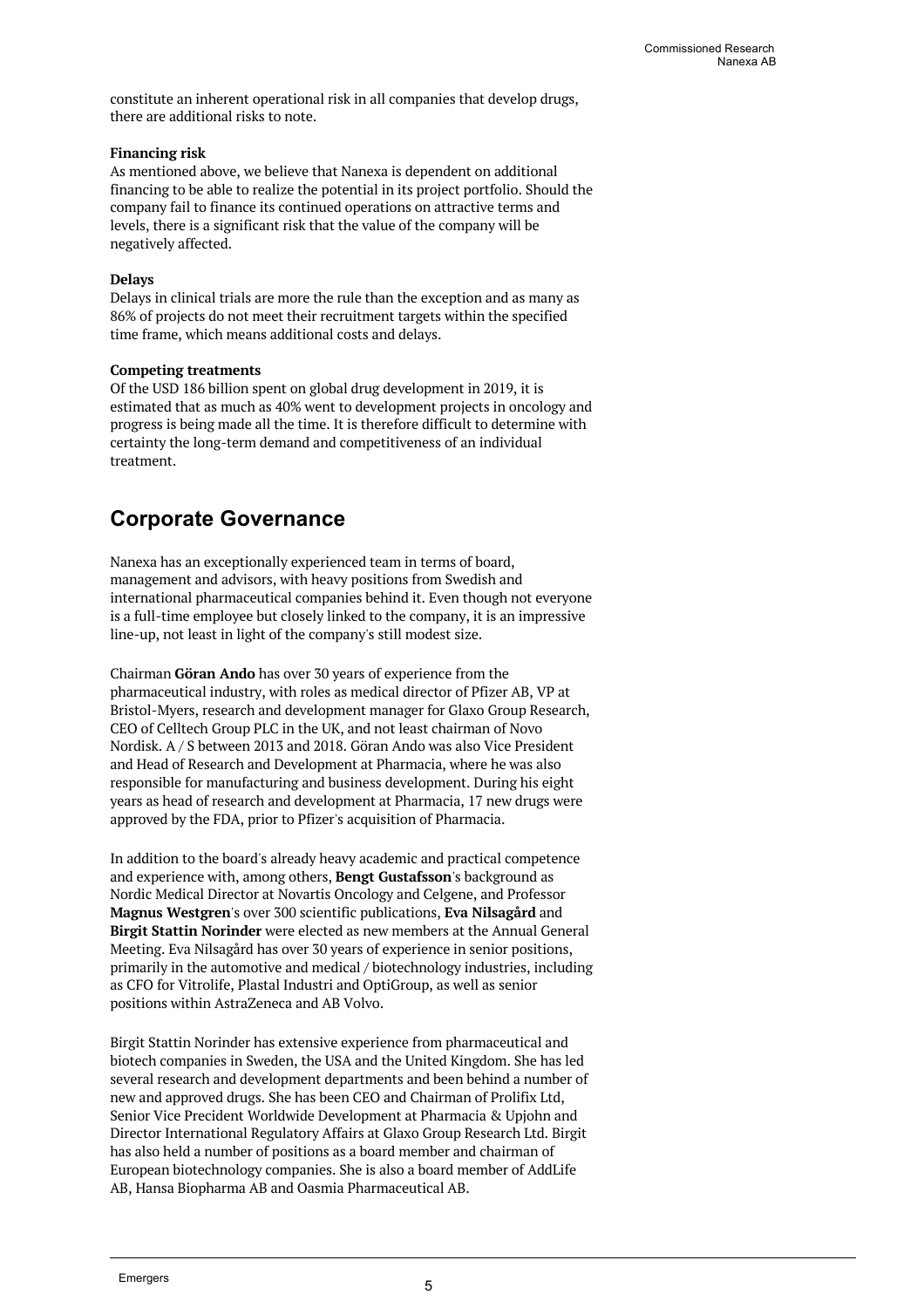constitute an inherent operational risk in all companies that develop drugs, there are additional risks to note.

**Financing risk**
As mentioned above, we believe that Nanexa is dependent on additional financing to be able to realize the potential in its project portfolio. Should the company fail to finance its continued operations on attractive terms and levels, there is a significant risk that the value of the company will be negatively affected.

**Delays**
Delays in clinical trials are more the rule than the exception and as many as 86% of projects do not meet their recruitment targets within the specified time frame, which means additional costs and delays.

**Competing treatments**
Of the USD 186 billion spent on global drug development in 2019, it is estimated that as much as 40% went to development projects in oncology and progress is being made all the time. It is therefore difficult to determine with certainty the long-term demand and competitiveness of an individual treatment.

## Corporate Governance

Nanexa has an exceptionally experienced team in terms of board, management and advisors, with heavy positions from Swedish and international pharmaceutical companies behind it. Even though not everyone is a full-time employee but closely linked to the company, it is an impressive line-up, not least in light of the company's still modest size.

Chairman **Göran Ando** has over 30 years of experience from the pharmaceutical industry, with roles as medical director of Pfizer AB, VP at Bristol-Myers, research and development manager for Glaxo Group Research, CEO of Celltech Group PLC in the UK, and not least chairman of Novo Nordisk. A / S between 2013 and 2018. Göran Ando was also Vice President and Head of Research and Development at Pharmacia, where he was also responsible for manufacturing and business development. During his eight years as head of research and development at Pharmacia, 17 new drugs were approved by the FDA, prior to Pfizer's acquisition of Pharmacia.

In addition to the board's already heavy academic and practical competence and experience with, among others, **Bengt Gustafsson**'s background as Nordic Medical Director at Novartis Oncology and Celgene, and Professor **Magnus Westgren**'s over 300 scientific publications, **Eva Nilsagård** and **Birgit Stattin Norinder** were elected as new members at the Annual General Meeting. Eva Nilsagård has over 30 years of experience in senior positions, primarily in the automotive and medical / biotechnology industries, including as CFO for Vitrolife, Plastal Industri and OptiGroup, as well as senior positions within AstraZeneca and AB Volvo.

Birgit Stattin Norinder has extensive experience from pharmaceutical and biotech companies in Sweden, the USA and the United Kingdom. She has led several research and development departments and been behind a number of new and approved drugs. She has been CEO and Chairman of Prolifix Ltd, Senior Vice Precident Worldwide Development at Pharmacia & Upjohn and Director International Regulatory Affairs at Glaxo Group Research Ltd. Birgit has also held a number of positions as a board member and chairman of European biotechnology companies. She is also a board member of AddLife AB, Hansa Biopharma AB and Oasmia Pharmaceutical AB.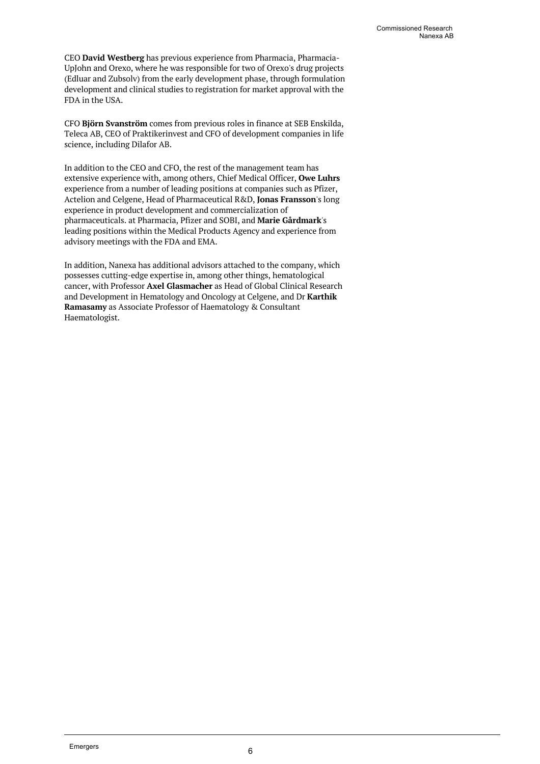CEO **David Westberg** has previous experience from Pharmacia, Pharmacia-UpJohn and Orexo, where he was responsible for two of Orexo's drug projects (Edluar and Zubsolv) from the early development phase, through formulation development and clinical studies to registration for market approval with the FDA in the USA.

CFO **Björn Svanström** comes from previous roles in finance at SEB Enskilda, Teleca AB, CEO of Praktikerinvest and CFO of development companies in life science, including Dilafor AB.

In addition to the CEO and CFO, the rest of the management team has extensive experience with, among others, Chief Medical Officer, **Owe Luhrs** experience from a number of leading positions at companies such as Pfizer, Actelion and Celgene, Head of Pharmaceutical R&D, **Jonas Fransson**'s long experience in product development and commercialization of pharmaceuticals. at Pharmacia, Pfizer and SOBI, and **Marie Gårdmark**'s leading positions within the Medical Products Agency and experience from advisory meetings with the FDA and EMA.

In addition, Nanexa has additional advisors attached to the company, which possesses cutting-edge expertise in, among other things, hematological cancer, with Professor **Axel Glasmacher** as Head of Global Clinical Research and Development in Hematology and Oncology at Celgene, and Dr **Karthik Ramasamy** as Associate Professor of Haematology & Consultant Haematologist.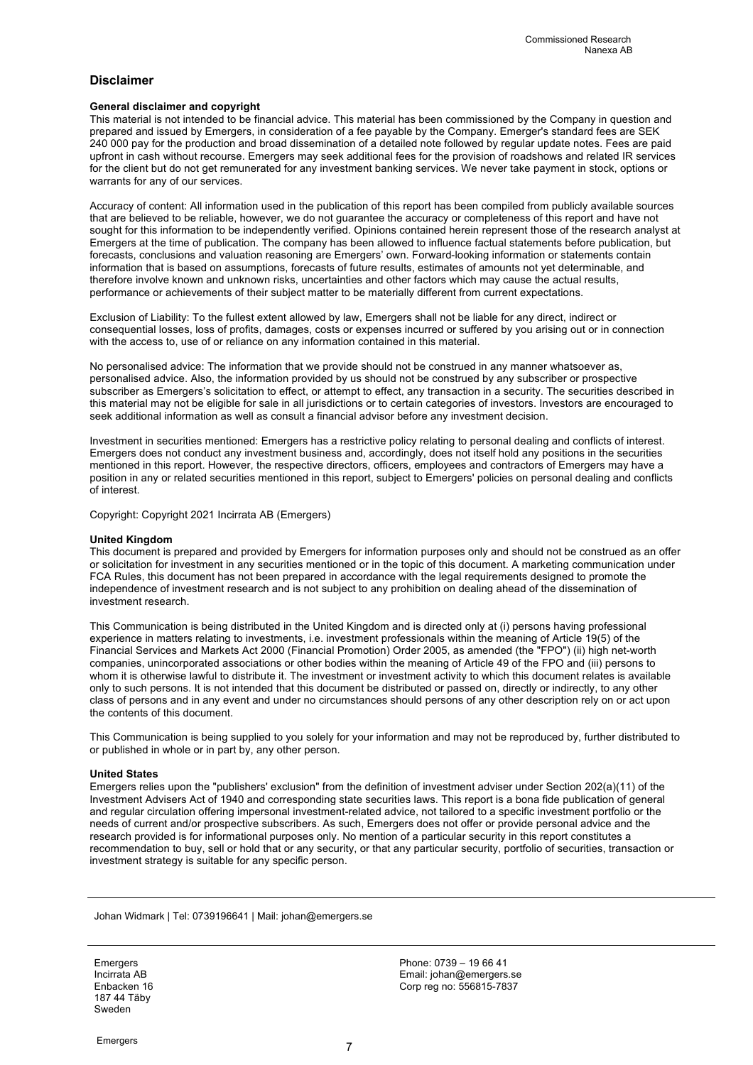## Disclaimer

**General disclaimer and copyright**

This material is not intended to be financial advice. This material has been commissioned by the Company in question and prepared and issued by Emergers, in consideration of a fee payable by the Company. Emerger's standard fees are SEK 240 000 pay for the production and broad dissemination of a detailed note followed by regular update notes. Fees are paid upfront in cash without recourse. Emergers may seek additional fees for the provision of roadshows and related IR services for the client but do not get remunerated for any investment banking services. We never take payment in stock, options or warrants for any of our services.

Accuracy of content: All information used in the publication of this report has been compiled from publicly available sources that are believed to be reliable, however, we do not guarantee the accuracy or completeness of this report and have not sought for this information to be independently verified. Opinions contained herein represent those of the research analyst at Emergers at the time of publication. The company has been allowed to influence factual statements before publication, but forecasts, conclusions and valuation reasoning are Emergers' own. Forward-looking information or statements contain information that is based on assumptions, forecasts of future results, estimates of amounts not yet determinable, and therefore involve known and unknown risks, uncertainties and other factors which may cause the actual results, performance or achievements of their subject matter to be materially different from current expectations.

Exclusion of Liability: To the fullest extent allowed by law, Emergers shall not be liable for any direct, indirect or consequential losses, loss of profits, damages, costs or expenses incurred or suffered by you arising out or in connection with the access to, use of or reliance on any information contained in this material.

No personalised advice: The information that we provide should not be construed in any manner whatsoever as, personalised advice. Also, the information provided by us should not be construed by any subscriber or prospective subscriber as Emergers's solicitation to effect, or attempt to effect, any transaction in a security. The securities described in this material may not be eligible for sale in all jurisdictions or to certain categories of investors. Investors are encouraged to seek additional information as well as consult a financial advisor before any investment decision.

Investment in securities mentioned: Emergers has a restrictive policy relating to personal dealing and conflicts of interest. Emergers does not conduct any investment business and, accordingly, does not itself hold any positions in the securities mentioned in this report. However, the respective directors, officers, employees and contractors of Emergers may have a position in any or related securities mentioned in this report, subject to Emergers' policies on personal dealing and conflicts of interest.

Copyright: Copyright 2021 Incirrata AB (Emergers)

**United Kingdom**

This document is prepared and provided by Emergers for information purposes only and should not be construed as an offer or solicitation for investment in any securities mentioned or in the topic of this document. A marketing communication under FCA Rules, this document has not been prepared in accordance with the legal requirements designed to promote the independence of investment research and is not subject to any prohibition on dealing ahead of the dissemination of investment research.

This Communication is being distributed in the United Kingdom and is directed only at (i) persons having professional experience in matters relating to investments, i.e. investment professionals within the meaning of Article 19(5) of the Financial Services and Markets Act 2000 (Financial Promotion) Order 2005, as amended (the "FPO") (ii) high net-worth companies, unincorporated associations or other bodies within the meaning of Article 49 of the FPO and (iii) persons to whom it is otherwise lawful to distribute it. The investment or investment activity to which this document relates is available only to such persons. It is not intended that this document be distributed or passed on, directly or indirectly, to any other class of persons and in any event and under no circumstances should persons of any other description rely on or act upon the contents of this document.

This Communication is being supplied to you solely for your information and may not be reproduced by, further distributed to or published in whole or in part by, any other person.

**United States**

Emergers relies upon the "publishers' exclusion" from the definition of investment adviser under Section 202(a)(11) of the Investment Advisers Act of 1940 and corresponding state securities laws. This report is a bona fide publication of general and regular circulation offering impersonal investment-related advice, not tailored to a specific investment portfolio or the needs of current and/or prospective subscribers. As such, Emergers does not offer or provide personal advice and the research provided is for informational purposes only. No mention of a particular security in this report constitutes a recommendation to buy, sell or hold that or any security, or that any particular security, portfolio of securities, transaction or investment strategy is suitable for any specific person.

---

Johan Widmark | Tel: 0739196641 | Mail: johan@emergers.se

---

Emergers
Incirrata AB
Enbacken 16
187 44 Täby
Sweden

Phone: 0739 – 19 66 41
Email: johan@emergers.se
Corp reg no: 556815-7837